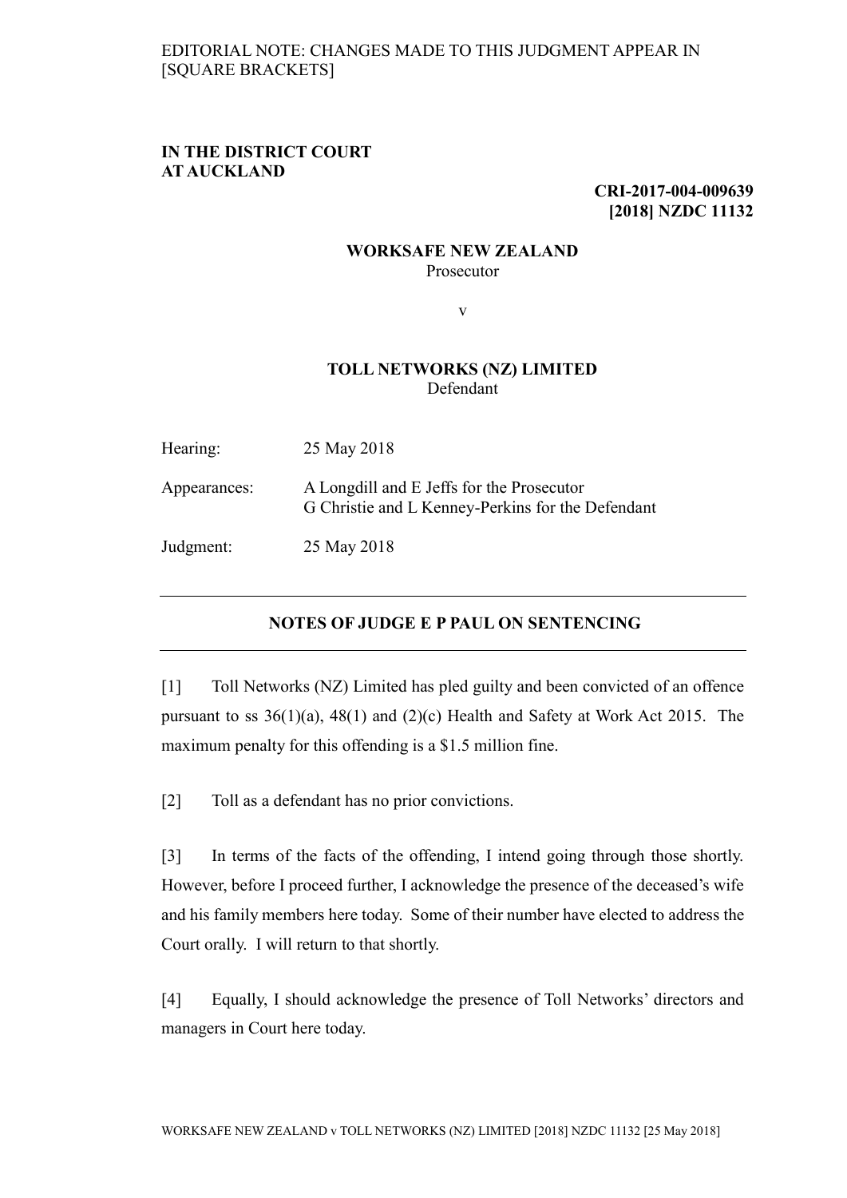EDITORIAL NOTE: CHANGES MADE TO THIS JUDGMENT APPEAR IN [SQUARE BRACKETS]

**IN THE DISTRICT COURT**
**AT AUCKLAND**

**CRI-2017-004-009639**
**[2018] NZDC 11132**

**WORKSAFE NEW ZEALAND**
Prosecutor

v

**TOLL NETWORKS (NZ) LIMITED**
Defendant

| | |
|---|---|
| Hearing: | 25 May 2018 |
| Appearances: | A Longdill and E Jeffs for the Prosecutor<br>G Christie and L Kenney-Perkins for the Defendant |
| Judgment: | 25 May 2018 |

---

## NOTES OF JUDGE E P PAUL ON SENTENCING

---

[1] Toll Networks (NZ) Limited has pled guilty and been convicted of an offence pursuant to ss 36(1)(a), 48(1) and (2)(c) Health and Safety at Work Act 2015. The maximum penalty for this offending is a $1.5 million fine.

[2] Toll as a defendant has no prior convictions.

[3] In terms of the facts of the offending, I intend going through those shortly. However, before I proceed further, I acknowledge the presence of the deceased's wife and his family members here today. Some of their number have elected to address the Court orally. I will return to that shortly.

[4] Equally, I should acknowledge the presence of Toll Networks' directors and managers in Court here today.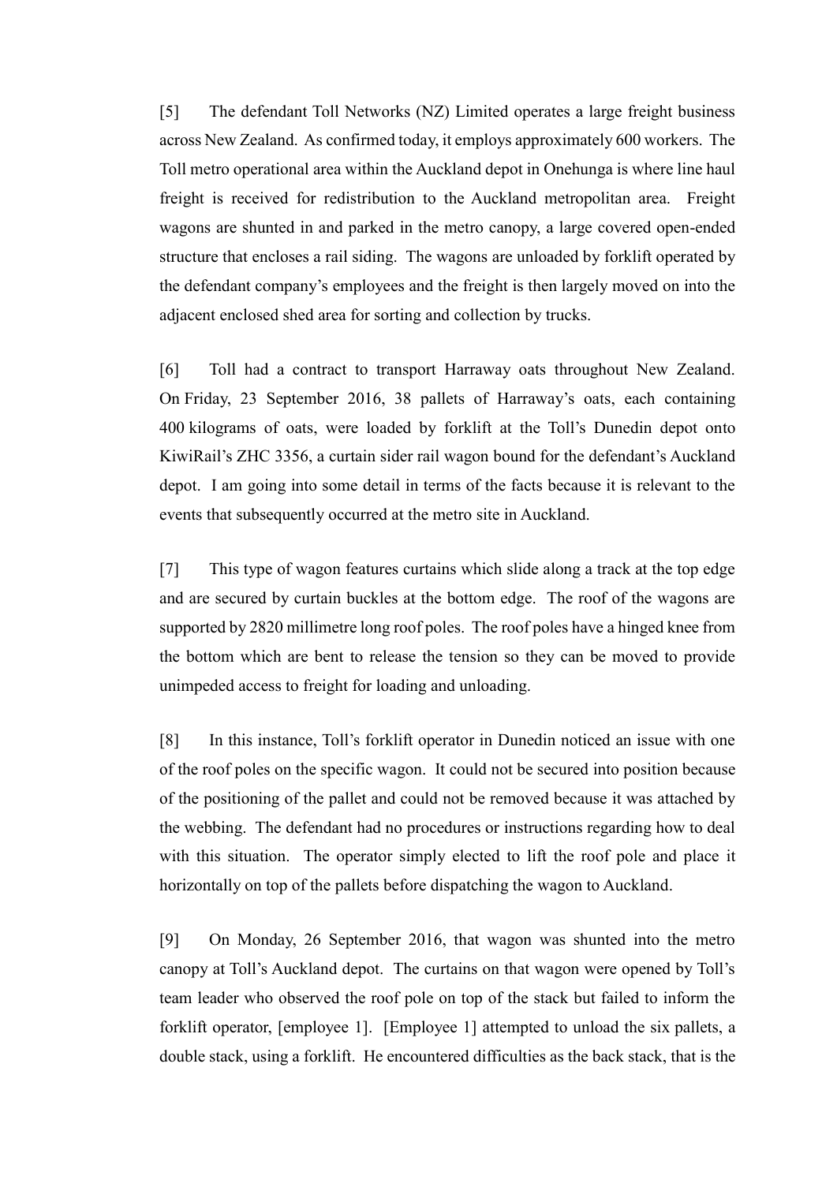[5] The defendant Toll Networks (NZ) Limited operates a large freight business across New Zealand. As confirmed today, it employs approximately 600 workers. The Toll metro operational area within the Auckland depot in Onehunga is where line haul freight is received for redistribution to the Auckland metropolitan area. Freight wagons are shunted in and parked in the metro canopy, a large covered open-ended structure that encloses a rail siding. The wagons are unloaded by forklift operated by the defendant company's employees and the freight is then largely moved on into the adjacent enclosed shed area for sorting and collection by trucks.

[6] Toll had a contract to transport Harraway oats throughout New Zealand. On Friday, 23 September 2016, 38 pallets of Harraway's oats, each containing 400 kilograms of oats, were loaded by forklift at the Toll's Dunedin depot onto KiwiRail's ZHC 3356, a curtain sider rail wagon bound for the defendant's Auckland depot. I am going into some detail in terms of the facts because it is relevant to the events that subsequently occurred at the metro site in Auckland.

[7] This type of wagon features curtains which slide along a track at the top edge and are secured by curtain buckles at the bottom edge. The roof of the wagons are supported by 2820 millimetre long roof poles. The roof poles have a hinged knee from the bottom which are bent to release the tension so they can be moved to provide unimpeded access to freight for loading and unloading.

[8] In this instance, Toll's forklift operator in Dunedin noticed an issue with one of the roof poles on the specific wagon. It could not be secured into position because of the positioning of the pallet and could not be removed because it was attached by the webbing. The defendant had no procedures or instructions regarding how to deal with this situation. The operator simply elected to lift the roof pole and place it horizontally on top of the pallets before dispatching the wagon to Auckland.

[9] On Monday, 26 September 2016, that wagon was shunted into the metro canopy at Toll's Auckland depot. The curtains on that wagon were opened by Toll's team leader who observed the roof pole on top of the stack but failed to inform the forklift operator, [employee 1]. [Employee 1] attempted to unload the six pallets, a double stack, using a forklift. He encountered difficulties as the back stack, that is the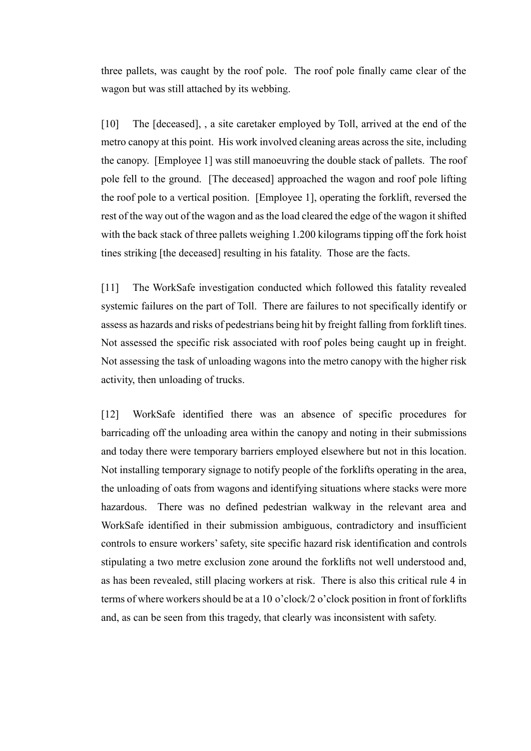three pallets, was caught by the roof pole. The roof pole finally came clear of the wagon but was still attached by its webbing.

[10] The [deceased], , a site caretaker employed by Toll, arrived at the end of the metro canopy at this point. His work involved cleaning areas across the site, including the canopy. [Employee 1] was still manoeuvring the double stack of pallets. The roof pole fell to the ground. [The deceased] approached the wagon and roof pole lifting the roof pole to a vertical position. [Employee 1], operating the forklift, reversed the rest of the way out of the wagon and as the load cleared the edge of the wagon it shifted with the back stack of three pallets weighing 1.200 kilograms tipping off the fork hoist tines striking [the deceased] resulting in his fatality. Those are the facts.

[11] The WorkSafe investigation conducted which followed this fatality revealed systemic failures on the part of Toll. There are failures to not specifically identify or assess as hazards and risks of pedestrians being hit by freight falling from forklift tines. Not assessed the specific risk associated with roof poles being caught up in freight. Not assessing the task of unloading wagons into the metro canopy with the higher risk activity, then unloading of trucks.

[12] WorkSafe identified there was an absence of specific procedures for barricading off the unloading area within the canopy and noting in their submissions and today there were temporary barriers employed elsewhere but not in this location. Not installing temporary signage to notify people of the forklifts operating in the area, the unloading of oats from wagons and identifying situations where stacks were more hazardous. There was no defined pedestrian walkway in the relevant area and WorkSafe identified in their submission ambiguous, contradictory and insufficient controls to ensure workers' safety, site specific hazard risk identification and controls stipulating a two metre exclusion zone around the forklifts not well understood and, as has been revealed, still placing workers at risk. There is also this critical rule 4 in terms of where workers should be at a 10 o'clock/2 o'clock position in front of forklifts and, as can be seen from this tragedy, that clearly was inconsistent with safety.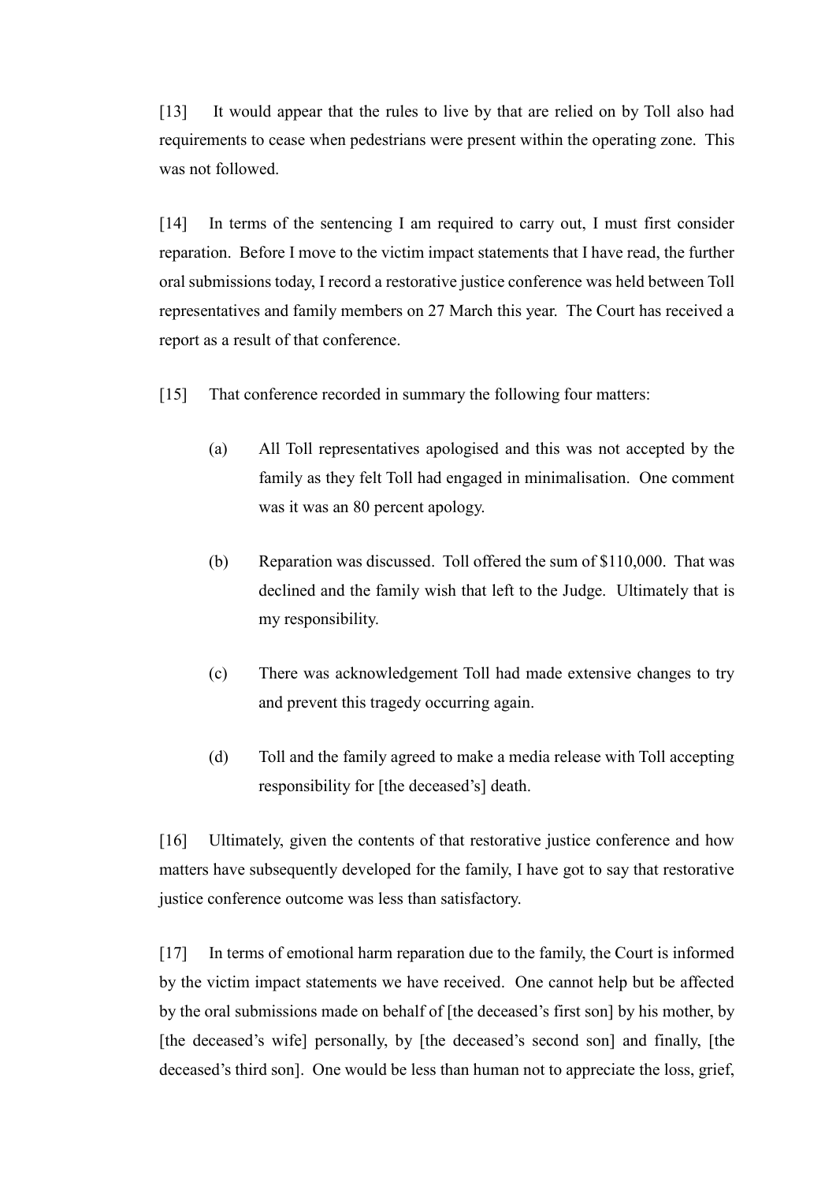[13] It would appear that the rules to live by that are relied on by Toll also had requirements to cease when pedestrians were present within the operating zone. This was not followed.

[14] In terms of the sentencing I am required to carry out, I must first consider reparation. Before I move to the victim impact statements that I have read, the further oral submissions today, I record a restorative justice conference was held between Toll representatives and family members on 27 March this year. The Court has received a report as a result of that conference.

[15] That conference recorded in summary the following four matters:

(a) All Toll representatives apologised and this was not accepted by the family as they felt Toll had engaged in minimalisation. One comment was it was an 80 percent apology.

(b) Reparation was discussed. Toll offered the sum of $110,000. That was declined and the family wish that left to the Judge. Ultimately that is my responsibility.

(c) There was acknowledgement Toll had made extensive changes to try and prevent this tragedy occurring again.

(d) Toll and the family agreed to make a media release with Toll accepting responsibility for [the deceased's] death.

[16] Ultimately, given the contents of that restorative justice conference and how matters have subsequently developed for the family, I have got to say that restorative justice conference outcome was less than satisfactory.

[17] In terms of emotional harm reparation due to the family, the Court is informed by the victim impact statements we have received. One cannot help but be affected by the oral submissions made on behalf of [the deceased's first son] by his mother, by [the deceased's wife] personally, by [the deceased's second son] and finally, [the deceased's third son]. One would be less than human not to appreciate the loss, grief,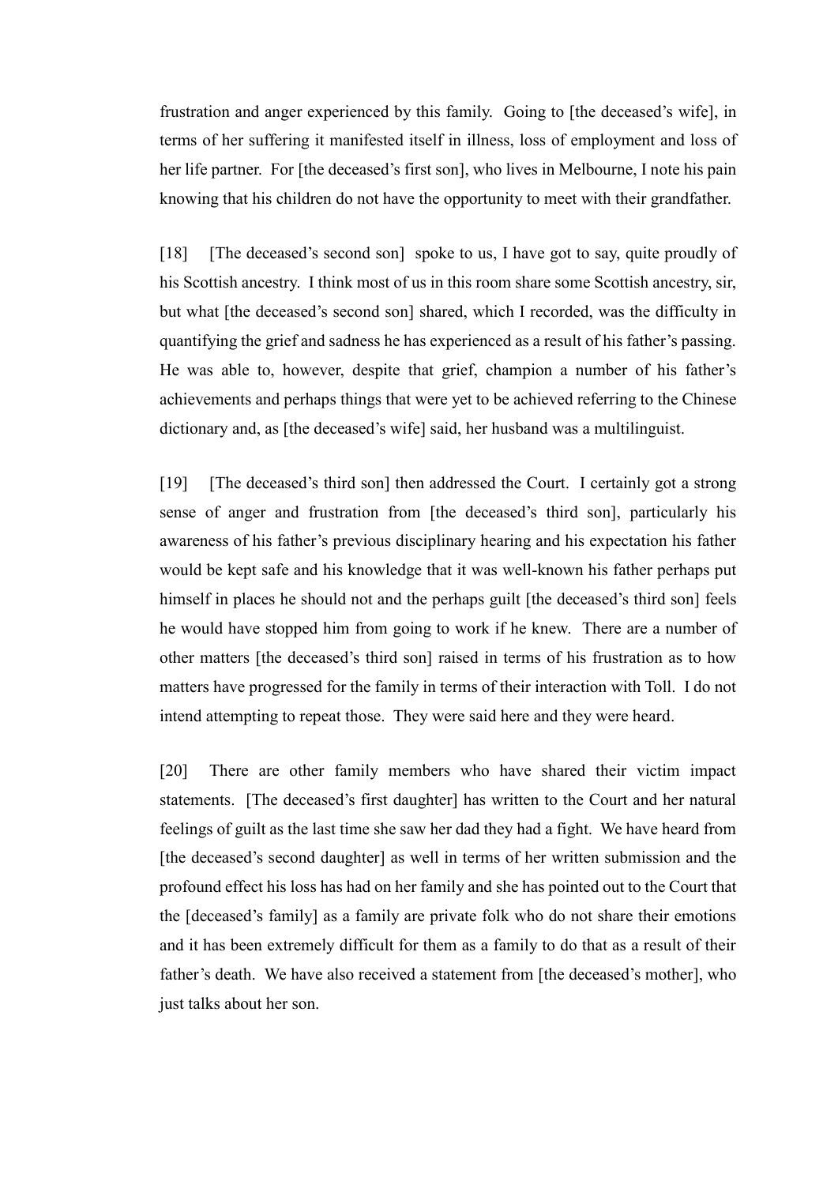frustration and anger experienced by this family. Going to [the deceased's wife], in terms of her suffering it manifested itself in illness, loss of employment and loss of her life partner. For [the deceased's first son], who lives in Melbourne, I note his pain knowing that his children do not have the opportunity to meet with their grandfather.

[18] [The deceased's second son] spoke to us, I have got to say, quite proudly of his Scottish ancestry. I think most of us in this room share some Scottish ancestry, sir, but what [the deceased's second son] shared, which I recorded, was the difficulty in quantifying the grief and sadness he has experienced as a result of his father's passing. He was able to, however, despite that grief, champion a number of his father's achievements and perhaps things that were yet to be achieved referring to the Chinese dictionary and, as [the deceased's wife] said, her husband was a multilinguist.

[19] [The deceased's third son] then addressed the Court. I certainly got a strong sense of anger and frustration from [the deceased's third son], particularly his awareness of his father's previous disciplinary hearing and his expectation his father would be kept safe and his knowledge that it was well-known his father perhaps put himself in places he should not and the perhaps guilt [the deceased's third son] feels he would have stopped him from going to work if he knew. There are a number of other matters [the deceased's third son] raised in terms of his frustration as to how matters have progressed for the family in terms of their interaction with Toll. I do not intend attempting to repeat those. They were said here and they were heard.

[20] There are other family members who have shared their victim impact statements. [The deceased's first daughter] has written to the Court and her natural feelings of guilt as the last time she saw her dad they had a fight. We have heard from [the deceased's second daughter] as well in terms of her written submission and the profound effect his loss has had on her family and she has pointed out to the Court that the [deceased's family] as a family are private folk who do not share their emotions and it has been extremely difficult for them as a family to do that as a result of their father's death. We have also received a statement from [the deceased's mother], who just talks about her son.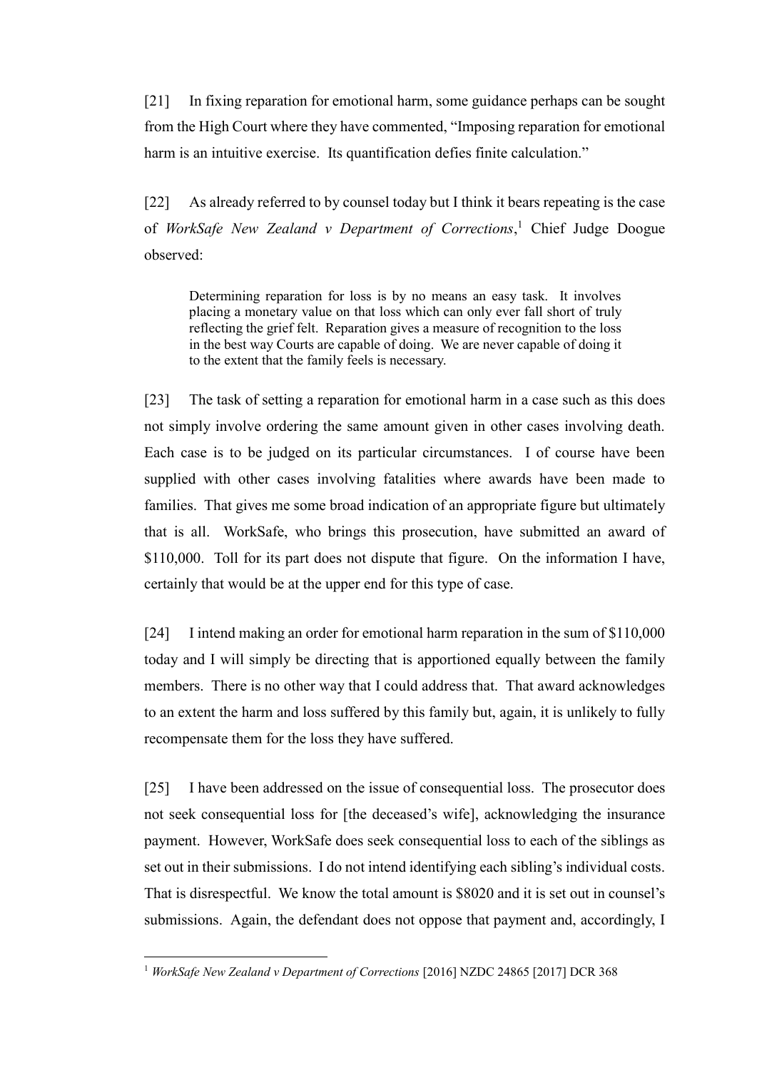[21] In fixing reparation for emotional harm, some guidance perhaps can be sought from the High Court where they have commented, "Imposing reparation for emotional harm is an intuitive exercise. Its quantification defies finite calculation."

[22] As already referred to by counsel today but I think it bears repeating is the case of *WorkSafe New Zealand v Department of Corrections*,[1] Chief Judge Doogue observed:

> Determining reparation for loss is by no means an easy task. It involves placing a monetary value on that loss which can only ever fall short of truly reflecting the grief felt. Reparation gives a measure of recognition to the loss in the best way Courts are capable of doing. We are never capable of doing it to the extent that the family feels is necessary.

[23] The task of setting a reparation for emotional harm in a case such as this does not simply involve ordering the same amount given in other cases involving death. Each case is to be judged on its particular circumstances. I of course have been supplied with other cases involving fatalities where awards have been made to families. That gives me some broad indication of an appropriate figure but ultimately that is all. WorkSafe, who brings this prosecution, have submitted an award of $110,000. Toll for its part does not dispute that figure. On the information I have, certainly that would be at the upper end for this type of case.

[24] I intend making an order for emotional harm reparation in the sum of $110,000 today and I will simply be directing that is apportioned equally between the family members. There is no other way that I could address that. That award acknowledges to an extent the harm and loss suffered by this family but, again, it is unlikely to fully recompense them for the loss they have suffered.

[25] I have been addressed on the issue of consequential loss. The prosecutor does not seek consequential loss for [the deceased's wife], acknowledging the insurance payment. However, WorkSafe does seek consequential loss to each of the siblings as set out in their submissions. I do not intend identifying each sibling's individual costs. That is disrespectful. We know the total amount is $8020 and it is set out in counsel's submissions. Again, the defendant does not oppose that payment and, accordingly, I

[1] *WorkSafe New Zealand v Department of Corrections* [2016] NZDC 24865 [2017] DCR 368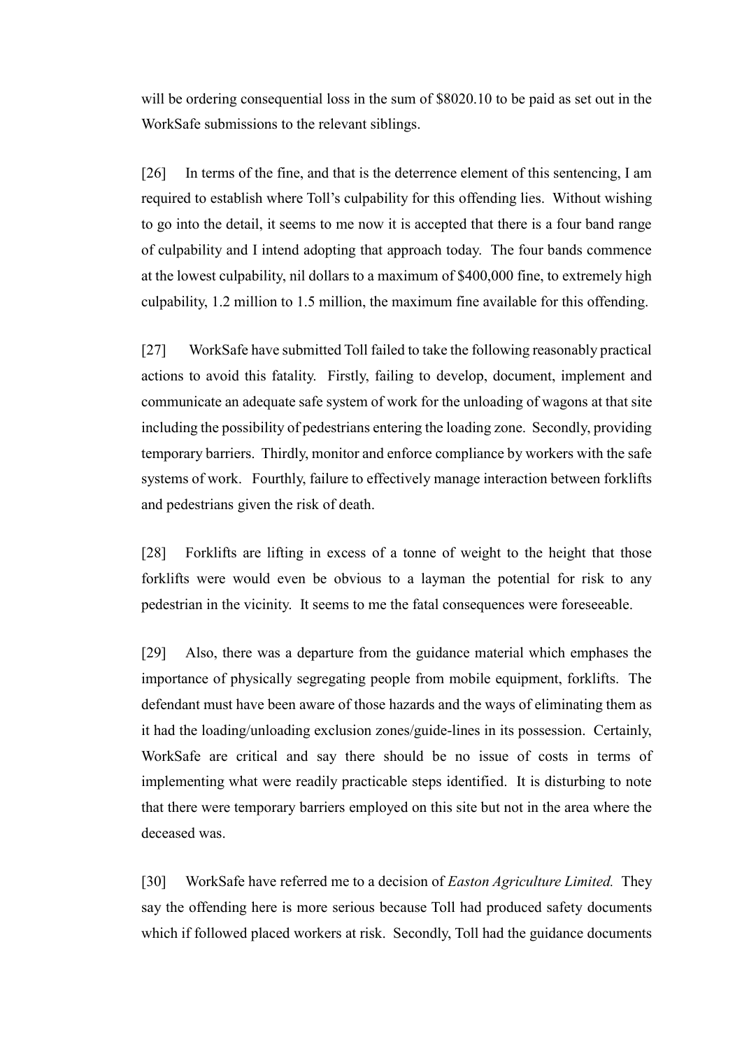will be ordering consequential loss in the sum of $8020.10 to be paid as set out in the WorkSafe submissions to the relevant siblings.

[26] In terms of the fine, and that is the deterrence element of this sentencing, I am required to establish where Toll's culpability for this offending lies. Without wishing to go into the detail, it seems to me now it is accepted that there is a four band range of culpability and I intend adopting that approach today. The four bands commence at the lowest culpability, nil dollars to a maximum of $400,000 fine, to extremely high culpability, 1.2 million to 1.5 million, the maximum fine available for this offending.

[27] WorkSafe have submitted Toll failed to take the following reasonably practical actions to avoid this fatality. Firstly, failing to develop, document, implement and communicate an adequate safe system of work for the unloading of wagons at that site including the possibility of pedestrians entering the loading zone. Secondly, providing temporary barriers. Thirdly, monitor and enforce compliance by workers with the safe systems of work. Fourthly, failure to effectively manage interaction between forklifts and pedestrians given the risk of death.

[28] Forklifts are lifting in excess of a tonne of weight to the height that those forklifts were would even be obvious to a layman the potential for risk to any pedestrian in the vicinity. It seems to me the fatal consequences were foreseeable.

[29] Also, there was a departure from the guidance material which emphases the importance of physically segregating people from mobile equipment, forklifts. The defendant must have been aware of those hazards and the ways of eliminating them as it had the loading/unloading exclusion zones/guide-lines in its possession. Certainly, WorkSafe are critical and say there should be no issue of costs in terms of implementing what were readily practicable steps identified. It is disturbing to note that there were temporary barriers employed on this site but not in the area where the deceased was.

[30] WorkSafe have referred me to a decision of *Easton Agriculture Limited.* They say the offending here is more serious because Toll had produced safety documents which if followed placed workers at risk. Secondly, Toll had the guidance documents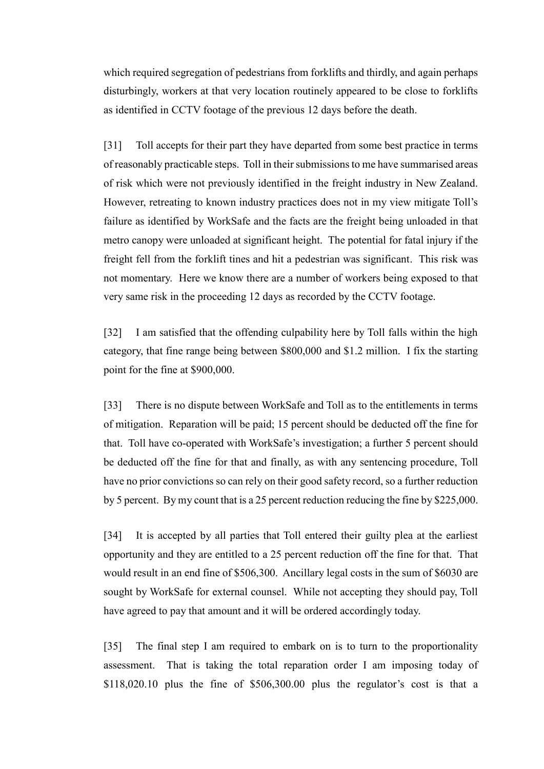which required segregation of pedestrians from forklifts and thirdly, and again perhaps disturbingly, workers at that very location routinely appeared to be close to forklifts as identified in CCTV footage of the previous 12 days before the death.

[31] Toll accepts for their part they have departed from some best practice in terms of reasonably practicable steps. Toll in their submissions to me have summarised areas of risk which were not previously identified in the freight industry in New Zealand. However, retreating to known industry practices does not in my view mitigate Toll's failure as identified by WorkSafe and the facts are the freight being unloaded in that metro canopy were unloaded at significant height. The potential for fatal injury if the freight fell from the forklift tines and hit a pedestrian was significant. This risk was not momentary. Here we know there are a number of workers being exposed to that very same risk in the proceeding 12 days as recorded by the CCTV footage.

[32] I am satisfied that the offending culpability here by Toll falls within the high category, that fine range being between $800,000 and $1.2 million. I fix the starting point for the fine at $900,000.

[33] There is no dispute between WorkSafe and Toll as to the entitlements in terms of mitigation. Reparation will be paid; 15 percent should be deducted off the fine for that. Toll have co-operated with WorkSafe's investigation; a further 5 percent should be deducted off the fine for that and finally, as with any sentencing procedure, Toll have no prior convictions so can rely on their good safety record, so a further reduction by 5 percent. By my count that is a 25 percent reduction reducing the fine by $225,000.

[34] It is accepted by all parties that Toll entered their guilty plea at the earliest opportunity and they are entitled to a 25 percent reduction off the fine for that. That would result in an end fine of $506,300. Ancillary legal costs in the sum of $6030 are sought by WorkSafe for external counsel. While not accepting they should pay, Toll have agreed to pay that amount and it will be ordered accordingly today.

[35] The final step I am required to embark on is to turn to the proportionality assessment. That is taking the total reparation order I am imposing today of $118,020.10 plus the fine of $506,300.00 plus the regulator's cost is that a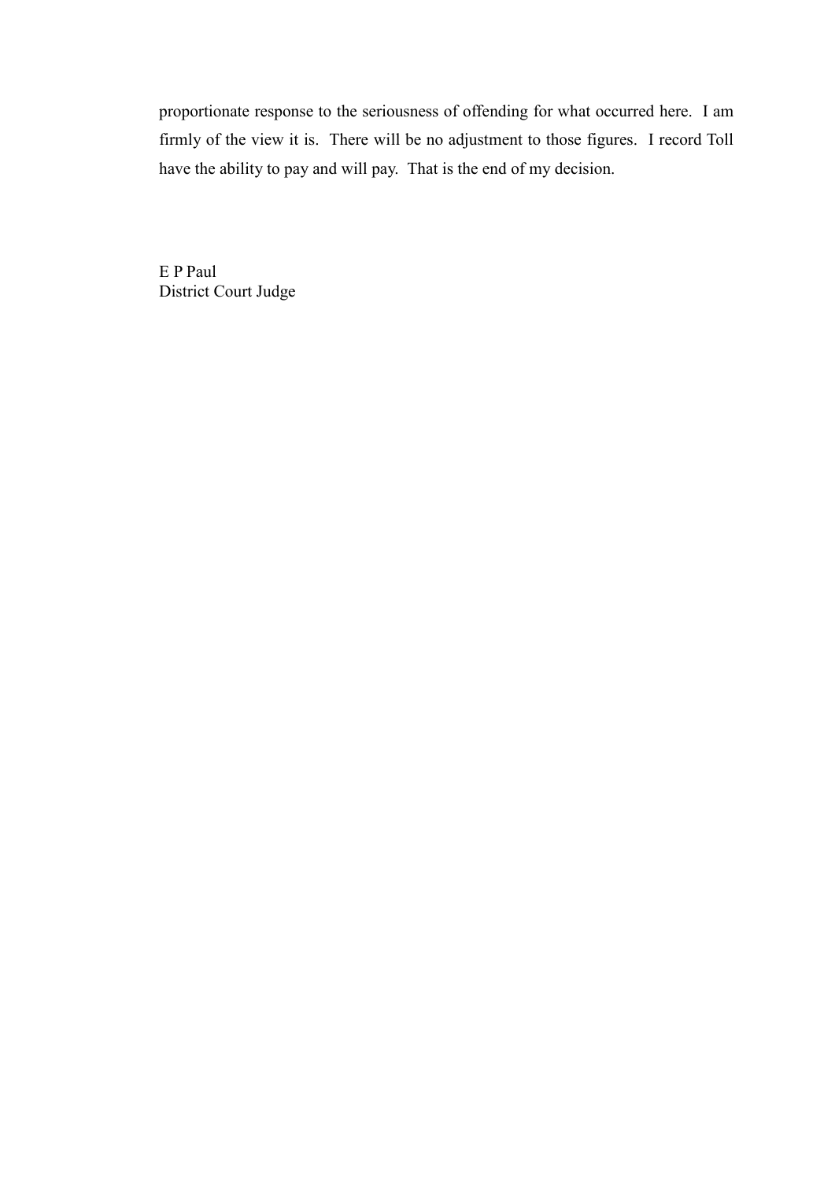proportionate response to the seriousness of offending for what occurred here. I am firmly of the view it is. There will be no adjustment to those figures. I record Toll have the ability to pay and will pay. That is the end of my decision.

E P Paul
District Court Judge